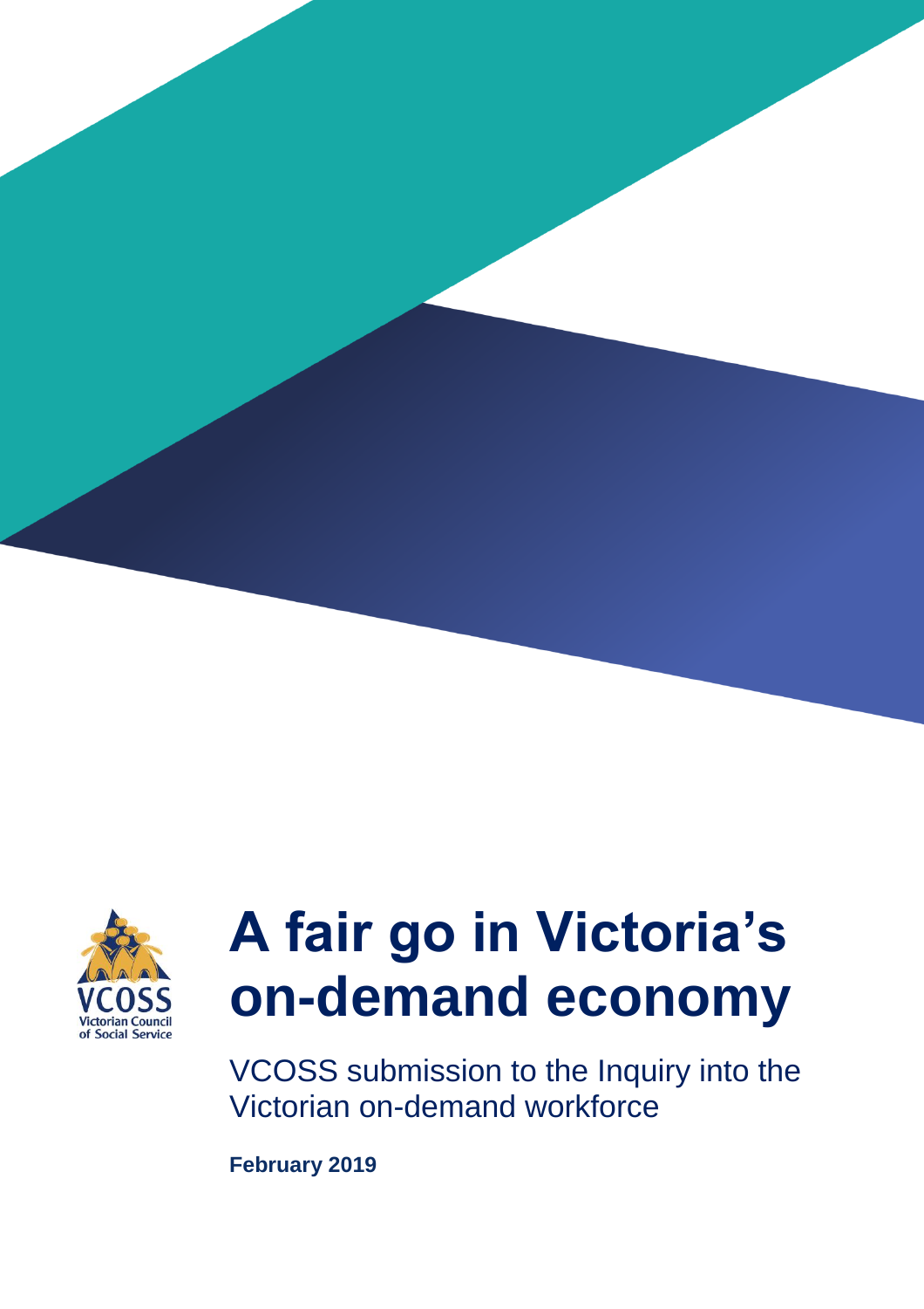# A fair go in Victoria's on-demand economy

VCOSS submission to the Inquiry into the Victorian on-demand workforce

**February 2019**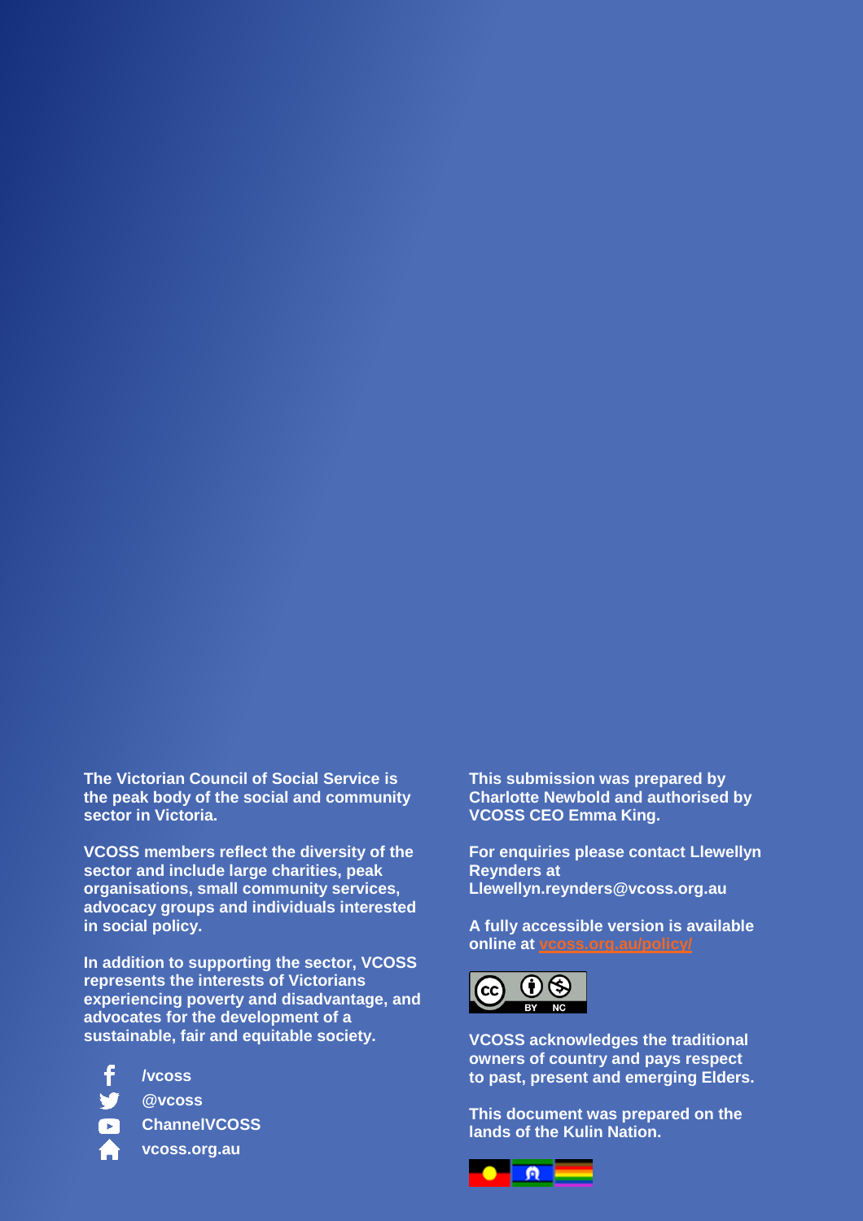**The Victorian Council of Social Service is the peak body of the social and community sector in Victoria.**

**VCOSS members reflect the diversity of the sector and include large charities, peak organisations, small community services, advocacy groups and individuals interested in social policy.**

**In addition to supporting the sector, VCOSS represents the interests of Victorians experiencing poverty and disadvantage, and advocates for the development of a sustainable, fair and equitable society.**

- **/vcoss**
- **@vcoss**
- **ChannelVCOSS**
- **vcoss.org.au**

**This submission was prepared by Charlotte Newbold and authorised by VCOSS CEO Emma King.**

**For enquiries please contact Llewellyn Reynders at Llewellyn.reynders@vcoss.org.au**

**A fully accessible version is available online at [vcoss.org.au/policy/](vcoss.org.au/policy/)**

**VCOSS acknowledges the traditional owners of country and pays respect to past, present and emerging Elders.**

**This document was prepared on the lands of the Kulin Nation.**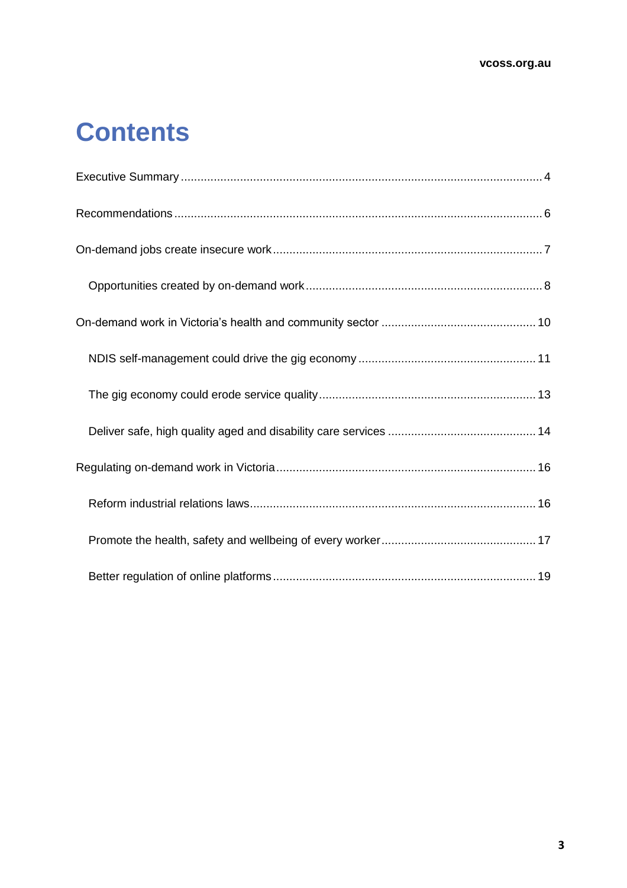# Contents

Executive Summary ..... 4

Recommendations ..... 6

On-demand jobs create insecure work ..... 7

- Opportunities created by on-demand work ..... 8

On-demand work in Victoria's health and community sector ..... 10

- NDIS self-management could drive the gig economy ..... 11
- The gig economy could erode service quality ..... 13
- Deliver safe, high quality aged and disability care services ..... 14

Regulating on-demand work in Victoria ..... 16

- Reform industrial relations laws ..... 16
- Promote the health, safety and wellbeing of every worker ..... 17
- Better regulation of online platforms ..... 19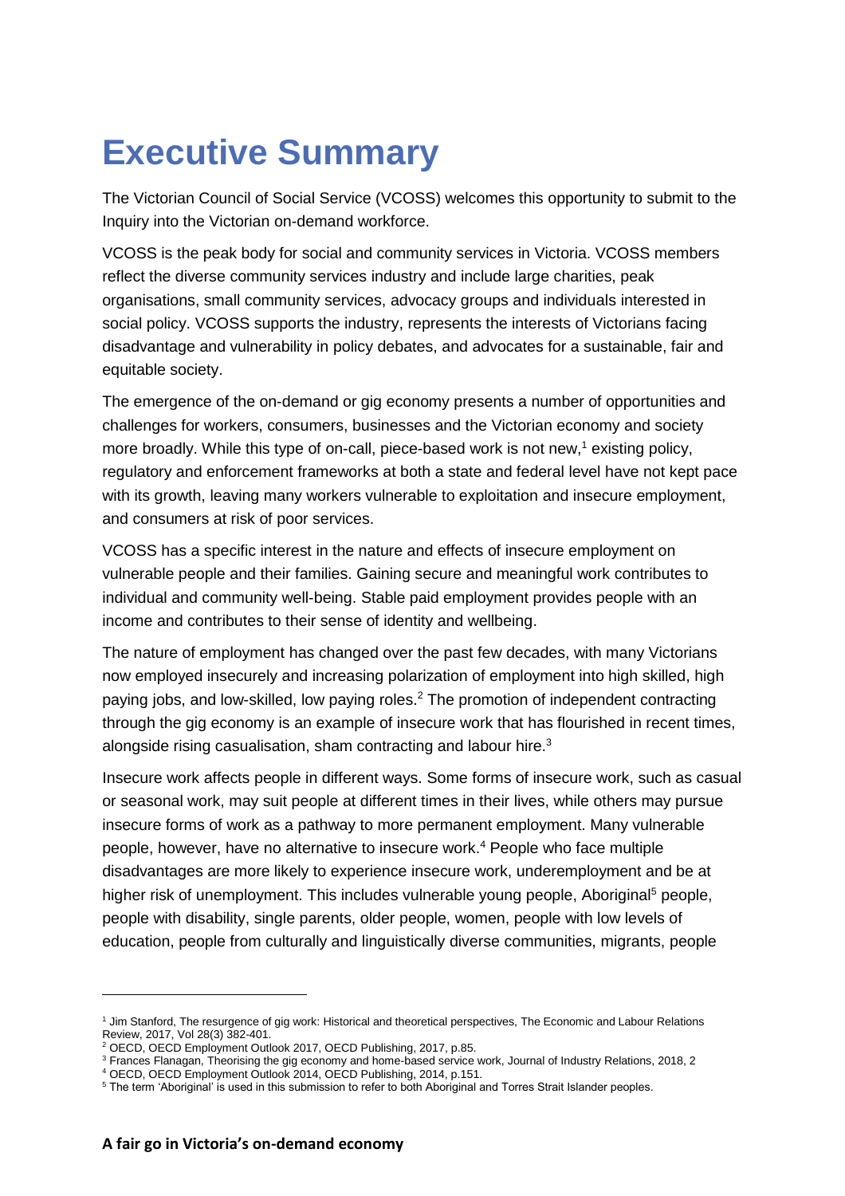# Executive Summary

The Victorian Council of Social Service (VCOSS) welcomes this opportunity to submit to the Inquiry into the Victorian on-demand workforce.

VCOSS is the peak body for social and community services in Victoria. VCOSS members reflect the diverse community services industry and include large charities, peak organisations, small community services, advocacy groups and individuals interested in social policy. VCOSS supports the industry, represents the interests of Victorians facing disadvantage and vulnerability in policy debates, and advocates for a sustainable, fair and equitable society.

The emergence of the on-demand or gig economy presents a number of opportunities and challenges for workers, consumers, businesses and the Victorian economy and society more broadly. While this type of on-call, piece-based work is not new,[1] existing policy, regulatory and enforcement frameworks at both a state and federal level have not kept pace with its growth, leaving many workers vulnerable to exploitation and insecure employment, and consumers at risk of poor services.

VCOSS has a specific interest in the nature and effects of insecure employment on vulnerable people and their families. Gaining secure and meaningful work contributes to individual and community well-being. Stable paid employment provides people with an income and contributes to their sense of identity and wellbeing.

The nature of employment has changed over the past few decades, with many Victorians now employed insecurely and increasing polarization of employment into high skilled, high paying jobs, and low-skilled, low paying roles.[2] The promotion of independent contracting through the gig economy is an example of insecure work that has flourished in recent times, alongside rising casualisation, sham contracting and labour hire.[3]

Insecure work affects people in different ways. Some forms of insecure work, such as casual or seasonal work, may suit people at different times in their lives, while others may pursue insecure forms of work as a pathway to more permanent employment. Many vulnerable people, however, have no alternative to insecure work.[4] People who face multiple disadvantages are more likely to experience insecure work, underemployment and be at higher risk of unemployment. This includes vulnerable young people, Aboriginal[5] people, people with disability, single parents, older people, women, people with low levels of education, people from culturally and linguistically diverse communities, migrants, people

---

[1] Jim Stanford, The resurgence of gig work: Historical and theoretical perspectives, The Economic and Labour Relations Review, 2017, Vol 28(3) 382-401.

[2] OECD, OECD Employment Outlook 2017, OECD Publishing, 2017, p.85.

[3] Frances Flanagan, Theorising the gig economy and home-based service work, Journal of Industry Relations, 2018, 2

[4] OECD, OECD Employment Outlook 2014, OECD Publishing, 2014, p.151.

[5] The term 'Aboriginal' is used in this submission to refer to both Aboriginal and Torres Strait Islander peoples.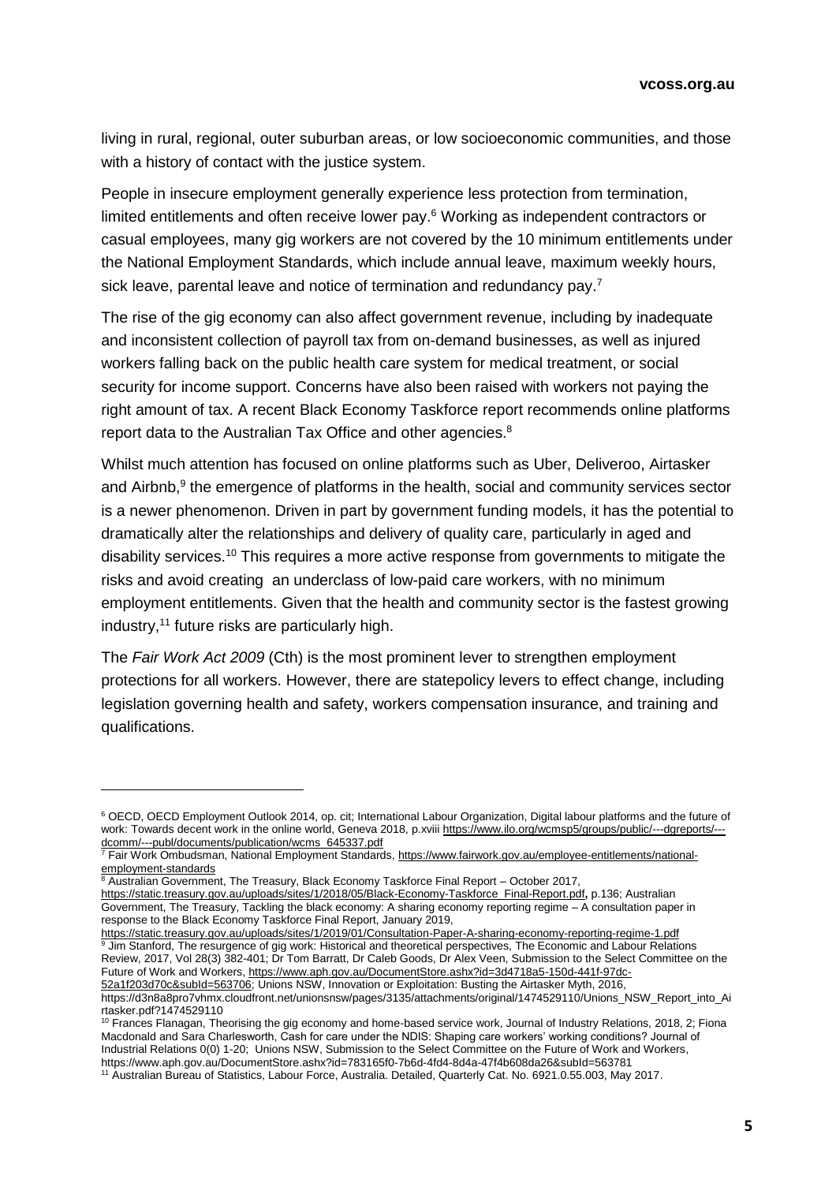living in rural, regional, outer suburban areas, or low socioeconomic communities, and those with a history of contact with the justice system.

People in insecure employment generally experience less protection from termination, limited entitlements and often receive lower pay.[6] Working as independent contractors or casual employees, many gig workers are not covered by the 10 minimum entitlements under the National Employment Standards, which include annual leave, maximum weekly hours, sick leave, parental leave and notice of termination and redundancy pay.[7]

The rise of the gig economy can also affect government revenue, including by inadequate and inconsistent collection of payroll tax from on-demand businesses, as well as injured workers falling back on the public health care system for medical treatment, or social security for income support. Concerns have also been raised with workers not paying the right amount of tax. A recent Black Economy Taskforce report recommends online platforms report data to the Australian Tax Office and other agencies.[8]

Whilst much attention has focused on online platforms such as Uber, Deliveroo, Airtasker and Airbnb,[9] the emergence of platforms in the health, social and community services sector is a newer phenomenon. Driven in part by government funding models, it has the potential to dramatically alter the relationships and delivery of quality care, particularly in aged and disability services.[10] This requires a more active response from governments to mitigate the risks and avoid creating an underclass of low-paid care workers, with no minimum employment entitlements. Given that the health and community sector is the fastest growing industry,[11] future risks are particularly high.

The *Fair Work Act 2009* (Cth) is the most prominent lever to strengthen employment protections for all workers. However, there are statepolicy levers to effect change, including legislation governing health and safety, workers compensation insurance, and training and qualifications.

---

[6] OECD, OECD Employment Outlook 2014, op. cit; International Labour Organization, Digital labour platforms and the future of work: Towards decent work in the online world, Geneva 2018, p.xviii https://www.ilo.org/wcmsp5/groups/public/---dgreports/---dcomm/---publ/documents/publication/wcms_645337.pdf

[7] Fair Work Ombudsman, National Employment Standards, https://www.fairwork.gov.au/employee-entitlements/national-employment-standards

[8] Australian Government, The Treasury, Black Economy Taskforce Final Report – October 2017, https://static.treasury.gov.au/uploads/sites/1/2018/05/Black-Economy-Taskforce_Final-Report.pdf, p.136; Australian Government, The Treasury, Tackling the black economy: A sharing economy reporting regime – A consultation paper in response to the Black Economy Taskforce Final Report, January 2019, https://static.treasury.gov.au/uploads/sites/1/2019/01/Consultation-Paper-A-sharing-economy-reporting-regime-1.pdf

[9] Jim Stanford, The resurgence of gig work: Historical and theoretical perspectives, The Economic and Labour Relations Review, 2017, Vol 28(3) 382-401; Dr Tom Barratt, Dr Caleb Goods, Dr Alex Veen, Submission to the Select Committee on the Future of Work and Workers, https://www.aph.gov.au/DocumentStore.ashx?id=3d4718a5-150d-441f-97dc-52a1f203d70c&subId=563706; Unions NSW, Innovation or Exploitation: Busting the Airtasker Myth, 2016, https://d3n8a8pro7vhmx.cloudfront.net/unionsnsw/pages/3135/attachments/original/1474529110/Unions_NSW_Report_into_Airtasker.pdf?1474529110

[10] Frances Flanagan, Theorising the gig economy and home-based service work, Journal of Industry Relations, 2018, 2; Fiona Macdonald and Sara Charlesworth, Cash for care under the NDIS: Shaping care workers' working conditions? Journal of Industrial Relations 0(0) 1-20; Unions NSW, Submission to the Select Committee on the Future of Work and Workers, https://www.aph.gov.au/DocumentStore.ashx?id=783165f0-7b6d-4fd4-8d4a-47f4b608da26&subId=563781

[11] Australian Bureau of Statistics, Labour Force, Australia. Detailed, Quarterly Cat. No. 6921.0.55.003, May 2017.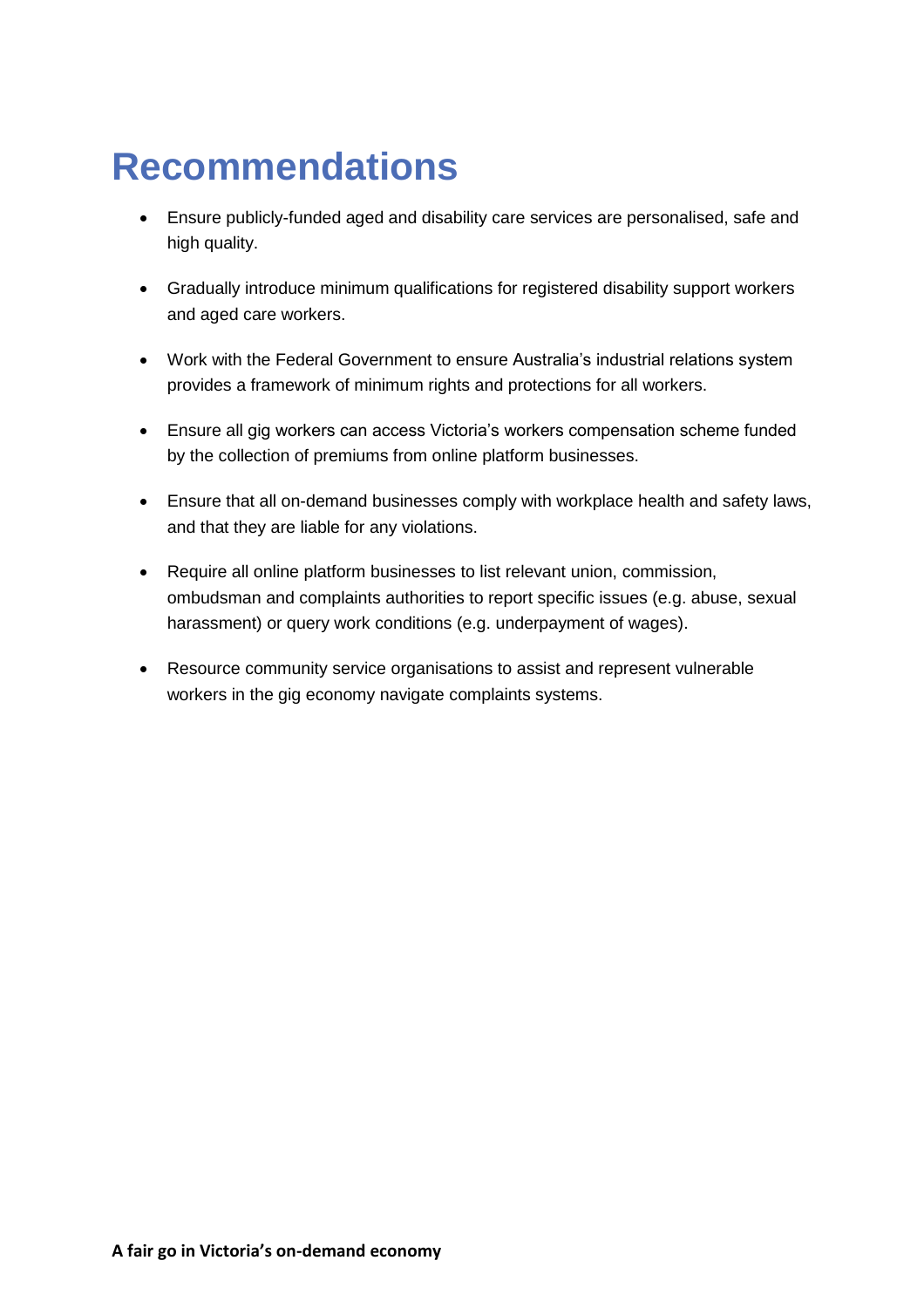# Recommendations

- Ensure publicly-funded aged and disability care services are personalised, safe and high quality.
- Gradually introduce minimum qualifications for registered disability support workers and aged care workers.
- Work with the Federal Government to ensure Australia's industrial relations system provides a framework of minimum rights and protections for all workers.
- Ensure all gig workers can access Victoria's workers compensation scheme funded by the collection of premiums from online platform businesses.
- Ensure that all on-demand businesses comply with workplace health and safety laws, and that they are liable for any violations.
- Require all online platform businesses to list relevant union, commission, ombudsman and complaints authorities to report specific issues (e.g. abuse, sexual harassment) or query work conditions (e.g. underpayment of wages).
- Resource community service organisations to assist and represent vulnerable workers in the gig economy navigate complaints systems.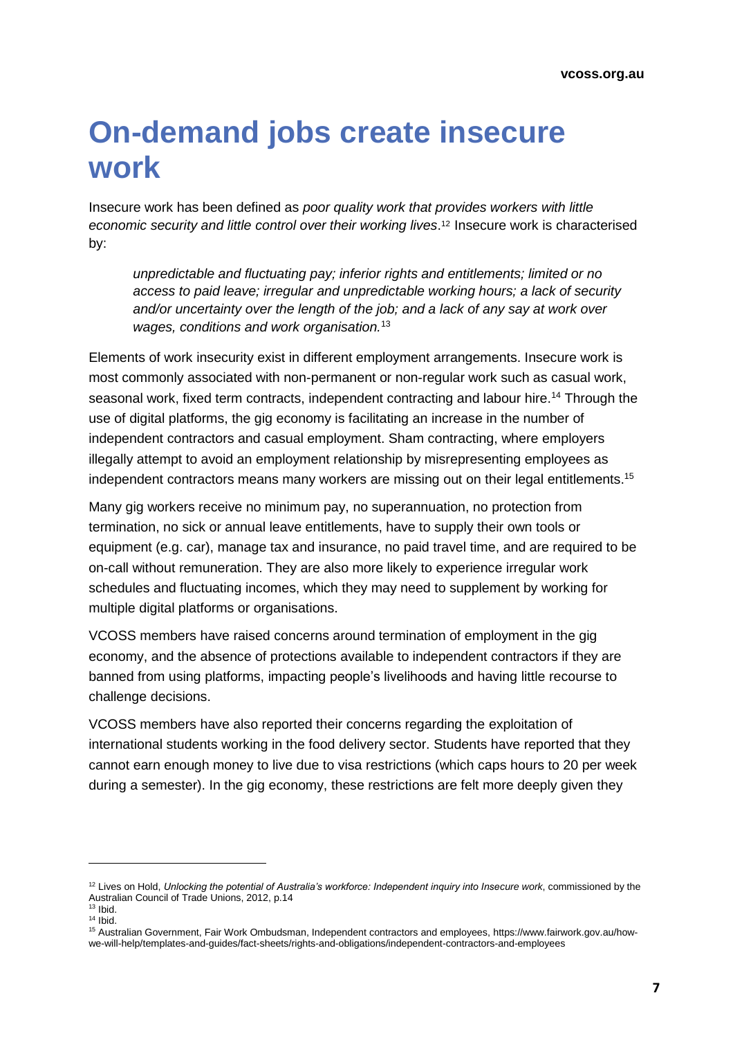# On-demand jobs create insecure work

Insecure work has been defined as *poor quality work that provides workers with little economic security and little control over their working lives*.[12] Insecure work is characterised by:

> *unpredictable and fluctuating pay; inferior rights and entitlements; limited or no access to paid leave; irregular and unpredictable working hours; a lack of security and/or uncertainty over the length of the job; and a lack of any say at work over wages, conditions and work organisation.*[13]

Elements of work insecurity exist in different employment arrangements. Insecure work is most commonly associated with non-permanent or non-regular work such as casual work, seasonal work, fixed term contracts, independent contracting and labour hire.[14] Through the use of digital platforms, the gig economy is facilitating an increase in the number of independent contractors and casual employment. Sham contracting, where employers illegally attempt to avoid an employment relationship by misrepresenting employees as independent contractors means many workers are missing out on their legal entitlements.[15]

Many gig workers receive no minimum pay, no superannuation, no protection from termination, no sick or annual leave entitlements, have to supply their own tools or equipment (e.g. car), manage tax and insurance, no paid travel time, and are required to be on-call without remuneration. They are also more likely to experience irregular work schedules and fluctuating incomes, which they may need to supplement by working for multiple digital platforms or organisations.

VCOSS members have raised concerns around termination of employment in the gig economy, and the absence of protections available to independent contractors if they are banned from using platforms, impacting people's livelihoods and having little recourse to challenge decisions.

VCOSS members have also reported their concerns regarding the exploitation of international students working in the food delivery sector. Students have reported that they cannot earn enough money to live due to visa restrictions (which caps hours to 20 per week during a semester). In the gig economy, these restrictions are felt more deeply given they

---

[12] Lives on Hold, *Unlocking the potential of Australia's workforce: Independent inquiry into Insecure work*, commissioned by the Australian Council of Trade Unions, 2012, p.14

[13] Ibid.

[14] Ibid.

[15] Australian Government, Fair Work Ombudsman, Independent contractors and employees, https://www.fairwork.gov.au/how-we-will-help/templates-and-guides/fact-sheets/rights-and-obligations/independent-contractors-and-employees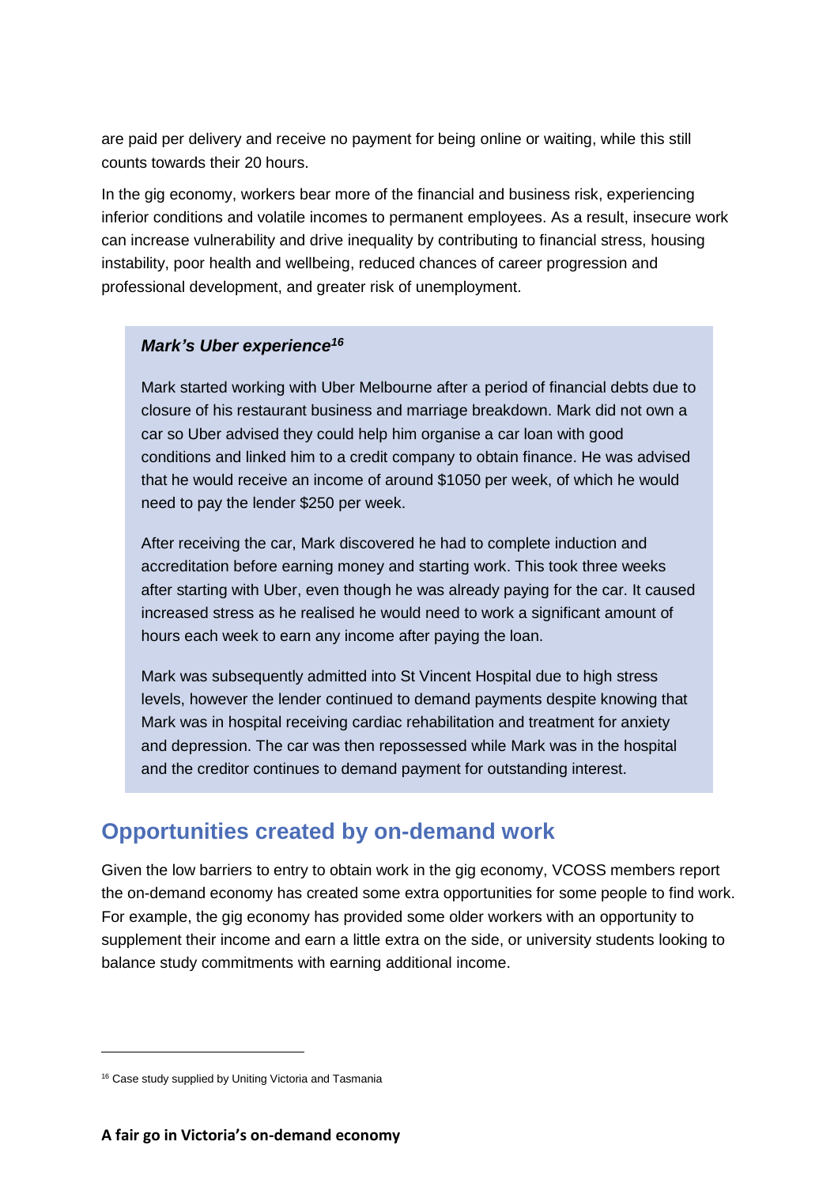are paid per delivery and receive no payment for being online or waiting, while this still counts towards their 20 hours.

In the gig economy, workers bear more of the financial and business risk, experiencing inferior conditions and volatile incomes to permanent employees. As a result, insecure work can increase vulnerability and drive inequality by contributing to financial stress, housing instability, poor health and wellbeing, reduced chances of career progression and professional development, and greater risk of unemployment.

> ***Mark's Uber experience*[16]**
>
> Mark started working with Uber Melbourne after a period of financial debts due to closure of his restaurant business and marriage breakdown. Mark did not own a car so Uber advised they could help him organise a car loan with good conditions and linked him to a credit company to obtain finance. He was advised that he would receive an income of around $1050 per week, of which he would need to pay the lender $250 per week.
>
> After receiving the car, Mark discovered he had to complete induction and accreditation before earning money and starting work. This took three weeks after starting with Uber, even though he was already paying for the car. It caused increased stress as he realised he would need to work a significant amount of hours each week to earn any income after paying the loan.
>
> Mark was subsequently admitted into St Vincent Hospital due to high stress levels, however the lender continued to demand payments despite knowing that Mark was in hospital receiving cardiac rehabilitation and treatment for anxiety and depression. The car was then repossessed while Mark was in the hospital and the creditor continues to demand payment for outstanding interest.

## Opportunities created by on-demand work

Given the low barriers to entry to obtain work in the gig economy, VCOSS members report the on-demand economy has created some extra opportunities for some people to find work. For example, the gig economy has provided some older workers with an opportunity to supplement their income and earn a little extra on the side, or university students looking to balance study commitments with earning additional income.

---

[16] Case study supplied by Uniting Victoria and Tasmania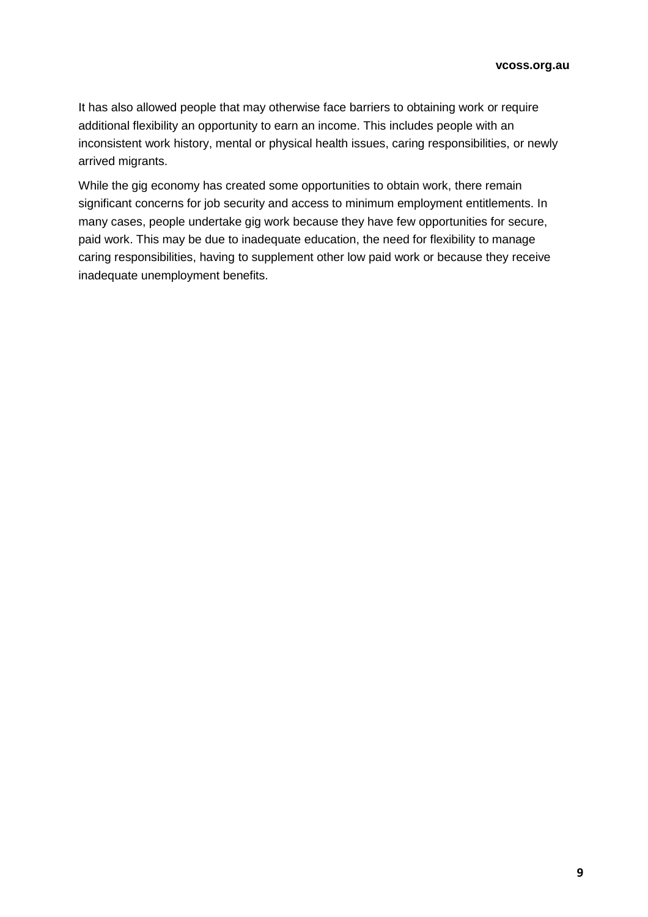It has also allowed people that may otherwise face barriers to obtaining work or require additional flexibility an opportunity to earn an income. This includes people with an inconsistent work history, mental or physical health issues, caring responsibilities, or newly arrived migrants.

While the gig economy has created some opportunities to obtain work, there remain significant concerns for job security and access to minimum employment entitlements. In many cases, people undertake gig work because they have few opportunities for secure, paid work. This may be due to inadequate education, the need for flexibility to manage caring responsibilities, having to supplement other low paid work or because they receive inadequate unemployment benefits.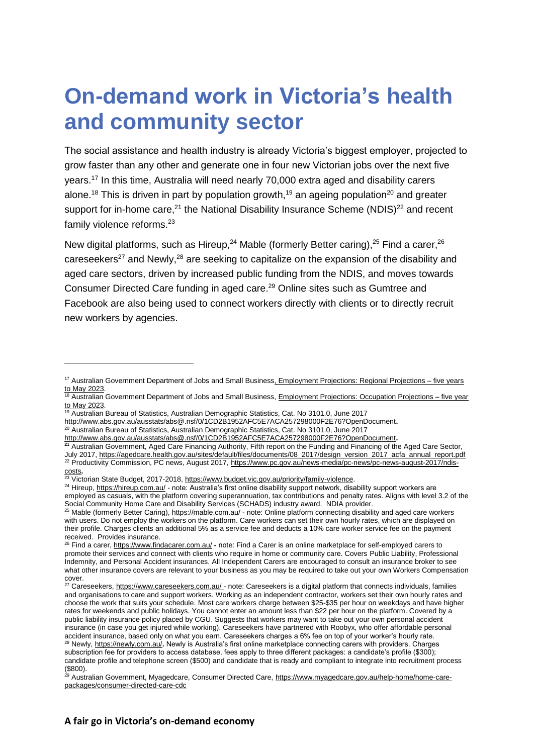# On-demand work in Victoria's health and community sector

The social assistance and health industry is already Victoria's biggest employer, projected to grow faster than any other and generate one in four new Victorian jobs over the next five years.[17] In this time, Australia will need nearly 70,000 extra aged and disability carers alone.[18] This is driven in part by population growth,[19] an ageing population[20] and greater support for in-home care,[21] the National Disability Insurance Scheme (NDIS)[22] and recent family violence reforms.[23]

New digital platforms, such as Hireup,[24] Mable (formerly Better caring),[25] Find a carer,[26] careseekers[27] and Newly,[28] are seeking to capitalize on the expansion of the disability and aged care sectors, driven by increased public funding from the NDIS, and moves towards Consumer Directed Care funding in aged care.[29] Online sites such as Gumtree and Facebook are also being used to connect workers directly with clients or to directly recruit new workers by agencies.

---

[17] Australian Government Department of Jobs and Small Business, Employment Projections: Regional Projections – five years to May 2023.

[18] Australian Government Department of Jobs and Small Business, Employment Projections: Occupation Projections – five year to May 2023.

[19] Australian Bureau of Statistics, Australian Demographic Statistics, Cat. No 3101.0, June 2017 http://www.abs.gov.au/ausstats/abs@.nsf/0/1CD2B1952AFC5E7ACA257298000F2E76?OpenDocument.

[20] Australian Bureau of Statistics, Australian Demographic Statistics, Cat. No 3101.0, June 2017 http://www.abs.gov.au/ausstats/abs@.nsf/0/1CD2B1952AFC5E7ACA257298000F2E76?OpenDocument.

[21] Australian Government, Aged Care Financing Authority, Fifth report on the Funding and Financing of the Aged Care Sector, July 2017, https://agedcare.health.gov.au/sites/default/files/documents/08_2017/design_version_2017_acfa_annual_report.pdf

[22] Productivity Commission, PC news, August 2017, https://www.pc.gov.au/news-media/pc-news/pc-news-august-2017/ndis-costs.

[23] Victorian State Budget, 2017-2018, https://www.budget.vic.gov.au/priority/family-violence.

[24] Hireup, https://hireup.com.au/ - note: Australia's first online disability support network, disability support workers are employed as casuals, with the platform covering superannuation, tax contributions and penalty rates. Aligns with level 3.2 of the Social Community Home Care and Disability Services (SCHADS) industry award. NDIA provider.

[25] Mable (formerly Better Caring), https://mable.com.au/ - note: Online platform connecting disability and aged care workers with users. Do not employ the workers on the platform. Care workers can set their own hourly rates, which are displayed on their profile. Charges clients an additional 5% as a service fee and deducts a 10% care worker service fee on the payment received. Provides insurance.

[26] Find a carer, https://www.findacarer.com.au/ - note: Find a Carer is an online marketplace for self-employed carers to promote their services and connect with clients who require in home or community care. Covers Public Liability, Professional Indemnity, and Personal Accident insurances. All Independent Carers are encouraged to consult an insurance broker to see what other insurance covers are relevant to your business as you may be required to take out your own Workers Compensation cover.

[27] Careseekers, https://www.careseekers.com.au/ - note: Careseekers is a digital platform that connects individuals, families and organisations to care and support workers. Working as an independent contractor, workers set their own hourly rates and choose the work that suits your schedule. Most care workers charge between $25-$35 per hour on weekdays and have higher rates for weekends and public holidays. You cannot enter an amount less than $22 per hour on the platform. Covered by a public liability insurance policy placed by CGU. Suggests that workers may want to take out your own personal accident insurance (in case you get injured while working). Careseekers have partnered with Roobyx, who offer affordable personal accident insurance, based only on what you earn. Careseekers charges a 6% fee on top of your worker's hourly rate.

[28] Newly, https://newly.com.au/. Newly is Australia's first online marketplace connecting carers with providers. Charges subscription fee for providers to access database, fees apply to three different packages: a candidate's profile ($300); candidate profile and telephone screen ($500) and candidate that is ready and compliant to integrate into recruitment process ($800).

[29] Australian Government, Myagedcare, Consumer Directed Care, https://www.myagedcare.gov.au/help-home/home-care-packages/consumer-directed-care-cdc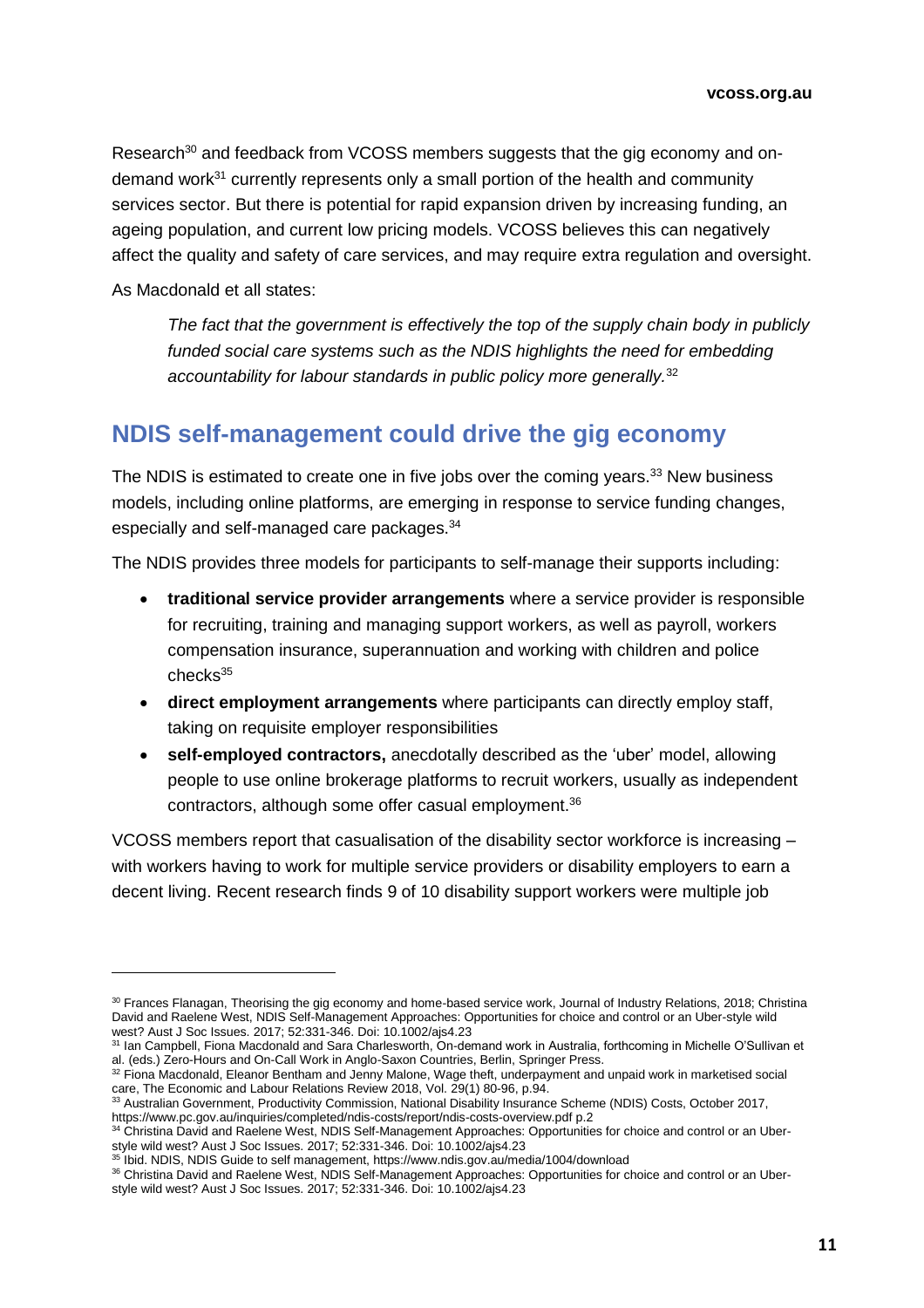Research[30] and feedback from VCOSS members suggests that the gig economy and on-demand work[31] currently represents only a small portion of the health and community services sector. But there is potential for rapid expansion driven by increasing funding, an ageing population, and current low pricing models. VCOSS believes this can negatively affect the quality and safety of care services, and may require extra regulation and oversight.

As Macdonald et all states:

> *The fact that the government is effectively the top of the supply chain body in publicly funded social care systems such as the NDIS highlights the need for embedding accountability for labour standards in public policy more generally.*[32]

## NDIS self-management could drive the gig economy

The NDIS is estimated to create one in five jobs over the coming years.[33] New business models, including online platforms, are emerging in response to service funding changes, especially and self-managed care packages.[34]

The NDIS provides three models for participants to self-manage their supports including:

- **traditional service provider arrangements** where a service provider is responsible for recruiting, training and managing support workers, as well as payroll, workers compensation insurance, superannuation and working with children and police checks[35]
- **direct employment arrangements** where participants can directly employ staff, taking on requisite employer responsibilities
- **self-employed contractors,** anecdotally described as the 'uber' model, allowing people to use online brokerage platforms to recruit workers, usually as independent contractors, although some offer casual employment.[36]

VCOSS members report that casualisation of the disability sector workforce is increasing – with workers having to work for multiple service providers or disability employers to earn a decent living. Recent research finds 9 of 10 disability support workers were multiple job

---

[30] Frances Flanagan, Theorising the gig economy and home-based service work, Journal of Industry Relations, 2018; Christina David and Raelene West, NDIS Self-Management Approaches: Opportunities for choice and control or an Uber-style wild west? Aust J Soc Issues. 2017; 52:331-346. Doi: 10.1002/ajs4.23

[31] Ian Campbell, Fiona Macdonald and Sara Charlesworth, On-demand work in Australia, forthcoming in Michelle O'Sullivan et al. (eds.) Zero-Hours and On-Call Work in Anglo-Saxon Countries, Berlin, Springer Press.

[32] Fiona Macdonald, Eleanor Bentham and Jenny Malone, Wage theft, underpayment and unpaid work in marketised social care, The Economic and Labour Relations Review 2018, Vol. 29(1) 80-96, p.94.

[33] Australian Government, Productivity Commission, National Disability Insurance Scheme (NDIS) Costs, October 2017, https://www.pc.gov.au/inquiries/completed/ndis-costs/report/ndis-costs-overview.pdf p.2

[34] Christina David and Raelene West, NDIS Self-Management Approaches: Opportunities for choice and control or an Uber-style wild west? Aust J Soc Issues. 2017; 52:331-346. Doi: 10.1002/ajs4.23

[35] Ibid. NDIS, NDIS Guide to self management, https://www.ndis.gov.au/media/1004/download

[36] Christina David and Raelene West, NDIS Self-Management Approaches: Opportunities for choice and control or an Uber-style wild west? Aust J Soc Issues. 2017; 52:331-346. Doi: 10.1002/ajs4.23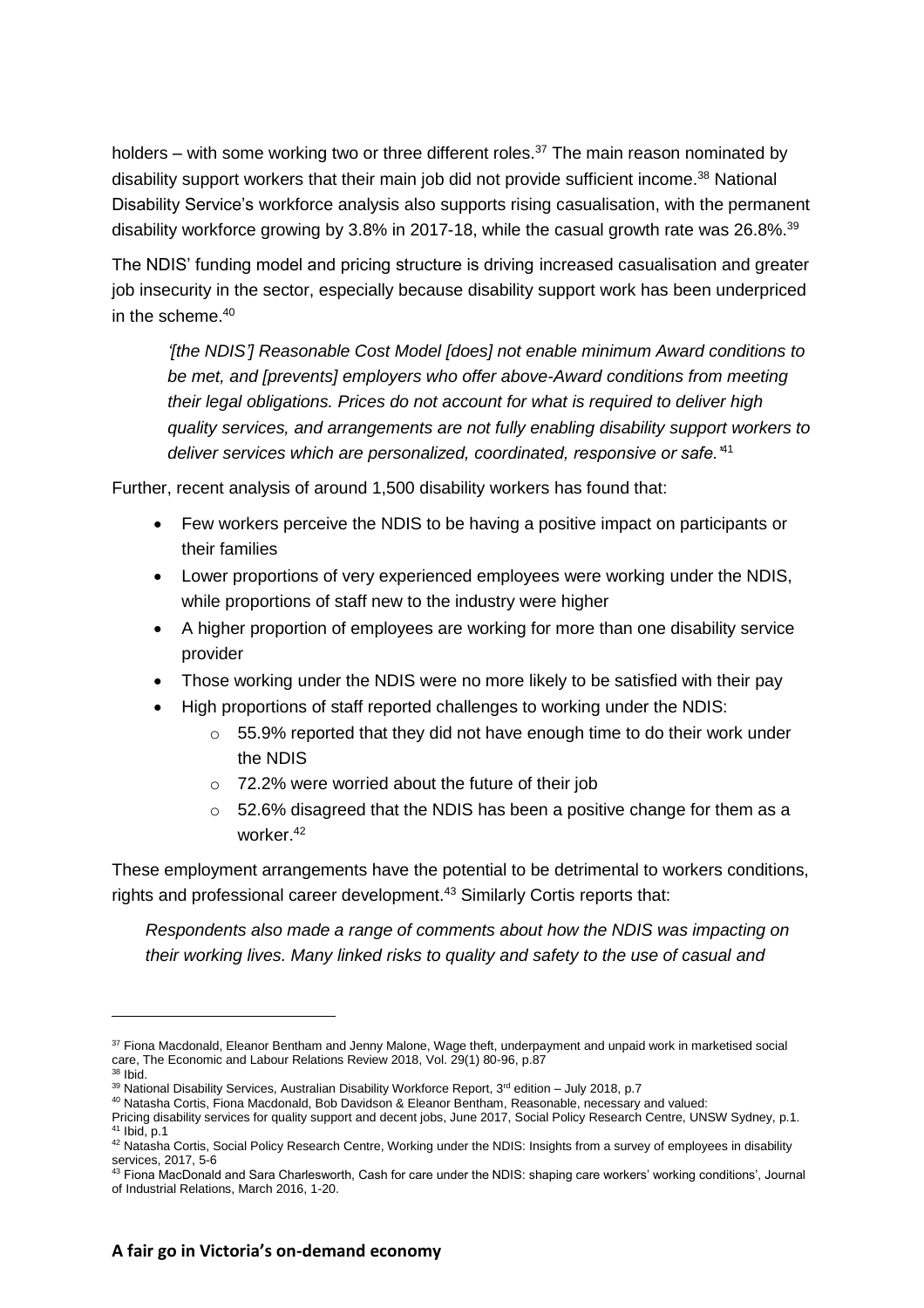holders – with some working two or three different roles.[37] The main reason nominated by disability support workers that their main job did not provide sufficient income.[38] National Disability Service's workforce analysis also supports rising casualisation, with the permanent disability workforce growing by 3.8% in 2017-18, while the casual growth rate was 26.8%.[39]

The NDIS' funding model and pricing structure is driving increased casualisation and greater job insecurity in the sector, especially because disability support work has been underpriced in the scheme.[40]

> *'[the NDIS'] Reasonable Cost Model [does] not enable minimum Award conditions to be met, and [prevents] employers who offer above-Award conditions from meeting their legal obligations. Prices do not account for what is required to deliver high quality services, and arrangements are not fully enabling disability support workers to deliver services which are personalized, coordinated, responsive or safe.'*[41]

Further, recent analysis of around 1,500 disability workers has found that:

- Few workers perceive the NDIS to be having a positive impact on participants or their families
- Lower proportions of very experienced employees were working under the NDIS, while proportions of staff new to the industry were higher
- A higher proportion of employees are working for more than one disability service provider
- Those working under the NDIS were no more likely to be satisfied with their pay
- High proportions of staff reported challenges to working under the NDIS:
  - 55.9% reported that they did not have enough time to do their work under the NDIS
  - 72.2% were worried about the future of their job
  - 52.6% disagreed that the NDIS has been a positive change for them as a worker.[42]

These employment arrangements have the potential to be detrimental to workers conditions, rights and professional career development.[43] Similarly Cortis reports that:

> *Respondents also made a range of comments about how the NDIS was impacting on their working lives. Many linked risks to quality and safety to the use of casual and*

---

[37] Fiona Macdonald, Eleanor Bentham and Jenny Malone, Wage theft, underpayment and unpaid work in marketised social care, The Economic and Labour Relations Review 2018, Vol. 29(1) 80-96, p.87

[38] Ibid.

[39] National Disability Services, Australian Disability Workforce Report, 3rd edition – July 2018, p.7

[40] Natasha Cortis, Fiona Macdonald, Bob Davidson & Eleanor Bentham, Reasonable, necessary and valued: Pricing disability services for quality support and decent jobs, June 2017, Social Policy Research Centre, UNSW Sydney, p.1.

[41] Ibid, p.1

[42] Natasha Cortis, Social Policy Research Centre, Working under the NDIS: Insights from a survey of employees in disability services, 2017, 5-6

[43] Fiona MacDonald and Sara Charlesworth, Cash for care under the NDIS: shaping care workers' working conditions', Journal of Industrial Relations, March 2016, 1-20.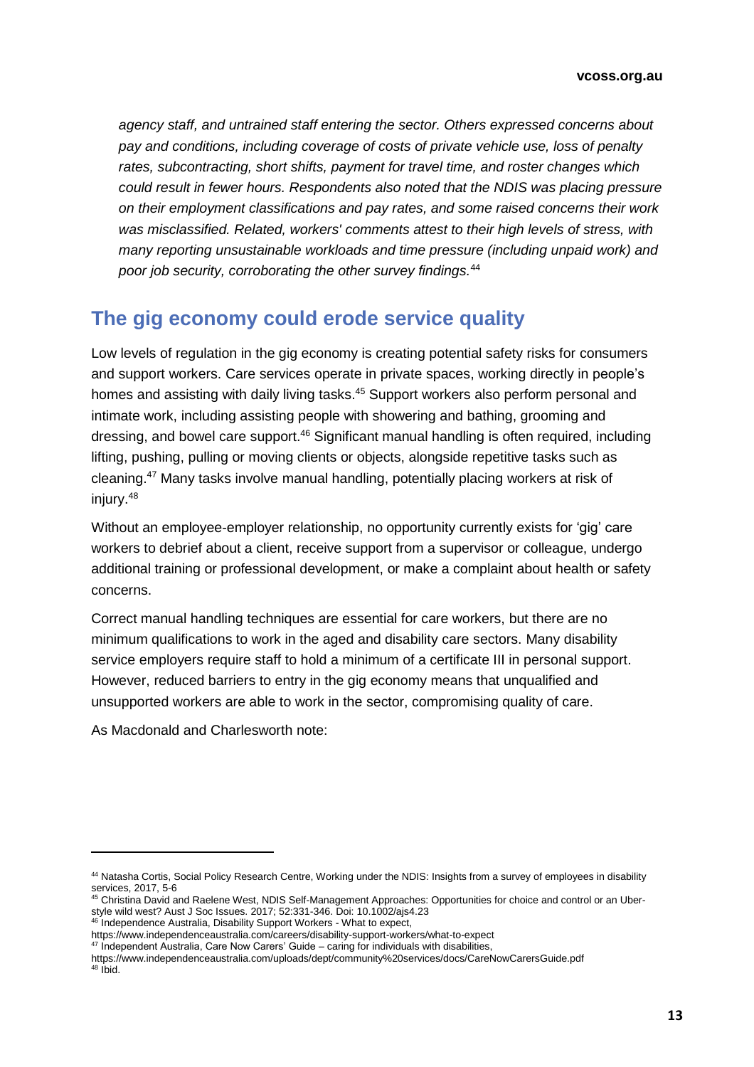*agency staff, and untrained staff entering the sector. Others expressed concerns about pay and conditions, including coverage of costs of private vehicle use, loss of penalty rates, subcontracting, short shifts, payment for travel time, and roster changes which could result in fewer hours. Respondents also noted that the NDIS was placing pressure on their employment classifications and pay rates, and some raised concerns their work was misclassified. Related, workers' comments attest to their high levels of stress, with many reporting unsustainable workloads and time pressure (including unpaid work) and poor job security, corroborating the other survey findings.*[44]

## The gig economy could erode service quality

Low levels of regulation in the gig economy is creating potential safety risks for consumers and support workers. Care services operate in private spaces, working directly in people's homes and assisting with daily living tasks.[45] Support workers also perform personal and intimate work, including assisting people with showering and bathing, grooming and dressing, and bowel care support.[46] Significant manual handling is often required, including lifting, pushing, pulling or moving clients or objects, alongside repetitive tasks such as cleaning.[47] Many tasks involve manual handling, potentially placing workers at risk of injury.[48]

Without an employee-employer relationship, no opportunity currently exists for 'gig' care workers to debrief about a client, receive support from a supervisor or colleague, undergo additional training or professional development, or make a complaint about health or safety concerns.

Correct manual handling techniques are essential for care workers, but there are no minimum qualifications to work in the aged and disability care sectors. Many disability service employers require staff to hold a minimum of a certificate III in personal support. However, reduced barriers to entry in the gig economy means that unqualified and unsupported workers are able to work in the sector, compromising quality of care.

As Macdonald and Charlesworth note:

---

[44] Natasha Cortis, Social Policy Research Centre, Working under the NDIS: Insights from a survey of employees in disability services, 2017, 5-6

[45] Christina David and Raelene West, NDIS Self-Management Approaches: Opportunities for choice and control or an Uber-style wild west? Aust J Soc Issues. 2017; 52:331-346. Doi: 10.1002/ajs4.23

[46] Independence Australia, Disability Support Workers - What to expect, https://www.independenceaustralia.com/careers/disability-support-workers/what-to-expect

[47] Independent Australia, Care Now Carers' Guide – caring for individuals with disabilities, https://www.independenceaustralia.com/uploads/dept/community%20services/docs/CareNowCarersGuide.pdf

[48] Ibid.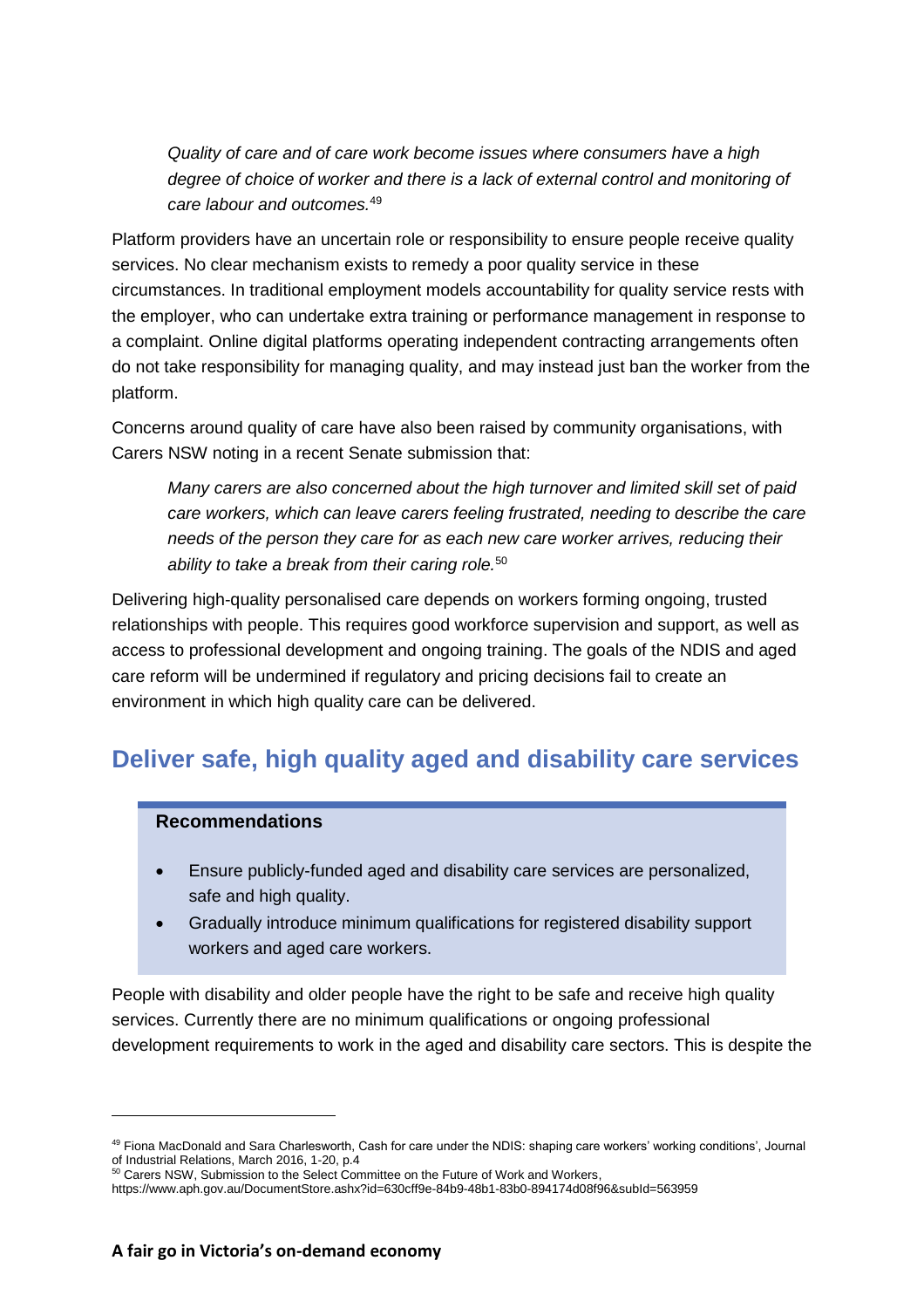*Quality of care and of care work become issues where consumers have a high degree of choice of worker and there is a lack of external control and monitoring of care labour and outcomes.*[49]

Platform providers have an uncertain role or responsibility to ensure people receive quality services. No clear mechanism exists to remedy a poor quality service in these circumstances. In traditional employment models accountability for quality service rests with the employer, who can undertake extra training or performance management in response to a complaint. Online digital platforms operating independent contracting arrangements often do not take responsibility for managing quality, and may instead just ban the worker from the platform.

Concerns around quality of care have also been raised by community organisations, with Carers NSW noting in a recent Senate submission that:

*Many carers are also concerned about the high turnover and limited skill set of paid care workers, which can leave carers feeling frustrated, needing to describe the care needs of the person they care for as each new care worker arrives, reducing their ability to take a break from their caring role.*[50]

Delivering high-quality personalised care depends on workers forming ongoing, trusted relationships with people. This requires good workforce supervision and support, as well as access to professional development and ongoing training. The goals of the NDIS and aged care reform will be undermined if regulatory and pricing decisions fail to create an environment in which high quality care can be delivered.

## Deliver safe, high quality aged and disability care services

**Recommendations**

- Ensure publicly-funded aged and disability care services are personalized, safe and high quality.
- Gradually introduce minimum qualifications for registered disability support workers and aged care workers.

People with disability and older people have the right to be safe and receive high quality services. Currently there are no minimum qualifications or ongoing professional development requirements to work in the aged and disability care sectors. This is despite the

---

[49] Fiona MacDonald and Sara Charlesworth, Cash for care under the NDIS: shaping care workers' working conditions', Journal of Industrial Relations, March 2016, 1-20, p.4

[50] Carers NSW, Submission to the Select Committee on the Future of Work and Workers, https://www.aph.gov.au/DocumentStore.ashx?id=630cff9e-84b9-48b1-83b0-894174d08f96&subId=563959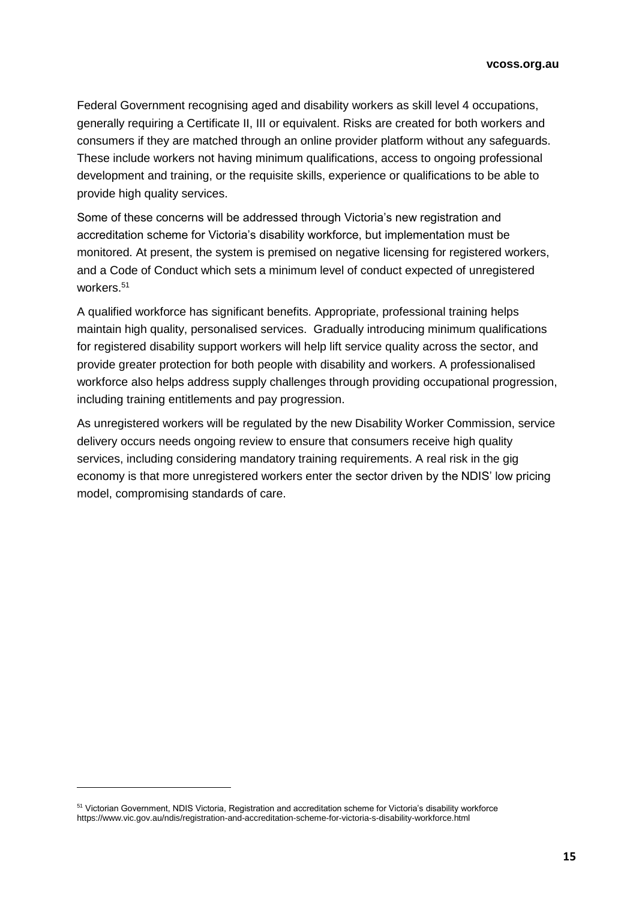Federal Government recognising aged and disability workers as skill level 4 occupations, generally requiring a Certificate II, III or equivalent. Risks are created for both workers and consumers if they are matched through an online provider platform without any safeguards. These include workers not having minimum qualifications, access to ongoing professional development and training, or the requisite skills, experience or qualifications to be able to provide high quality services.

Some of these concerns will be addressed through Victoria's new registration and accreditation scheme for Victoria's disability workforce, but implementation must be monitored. At present, the system is premised on negative licensing for registered workers, and a Code of Conduct which sets a minimum level of conduct expected of unregistered workers.[51]

A qualified workforce has significant benefits. Appropriate, professional training helps maintain high quality, personalised services. Gradually introducing minimum qualifications for registered disability support workers will help lift service quality across the sector, and provide greater protection for both people with disability and workers. A professionalised workforce also helps address supply challenges through providing occupational progression, including training entitlements and pay progression.

As unregistered workers will be regulated by the new Disability Worker Commission, service delivery occurs needs ongoing review to ensure that consumers receive high quality services, including considering mandatory training requirements. A real risk in the gig economy is that more unregistered workers enter the sector driven by the NDIS' low pricing model, compromising standards of care.

---

[51] Victorian Government, NDIS Victoria, Registration and accreditation scheme for Victoria's disability workforce https://www.vic.gov.au/ndis/registration-and-accreditation-scheme-for-victoria-s-disability-workforce.html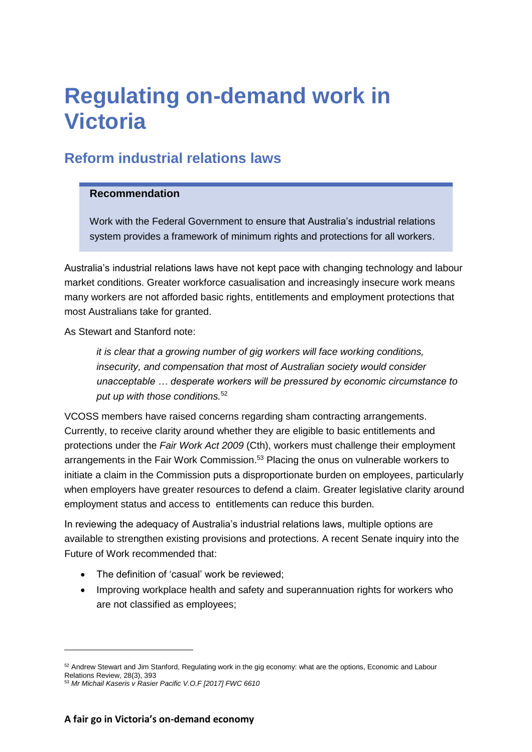# Regulating on-demand work in Victoria

## Reform industrial relations laws

> **Recommendation**
>
> Work with the Federal Government to ensure that Australia's industrial relations system provides a framework of minimum rights and protections for all workers.

Australia's industrial relations laws have not kept pace with changing technology and labour market conditions. Greater workforce casualisation and increasingly insecure work means many workers are not afforded basic rights, entitlements and employment protections that most Australians take for granted.

As Stewart and Stanford note:

> *it is clear that a growing number of gig workers will face working conditions, insecurity, and compensation that most of Australian society would consider unacceptable … desperate workers will be pressured by economic circumstance to put up with those conditions.*[52]

VCOSS members have raised concerns regarding sham contracting arrangements. Currently, to receive clarity around whether they are eligible to basic entitlements and protections under the *Fair Work Act 2009* (Cth), workers must challenge their employment arrangements in the Fair Work Commission.[53] Placing the onus on vulnerable workers to initiate a claim in the Commission puts a disproportionate burden on employees, particularly when employers have greater resources to defend a claim. Greater legislative clarity around employment status and access to entitlements can reduce this burden.

In reviewing the adequacy of Australia's industrial relations laws, multiple options are available to strengthen existing provisions and protections. A recent Senate inquiry into the Future of Work recommended that:

- The definition of 'casual' work be reviewed;
- Improving workplace health and safety and superannuation rights for workers who are not classified as employees;

---

[52] Andrew Stewart and Jim Stanford, Regulating work in the gig economy: what are the options, Economic and Labour Relations Review, 28(3), 393

[53] *Mr Michail Kaseris v Rasier Pacific V.O.F [2017] FWC 6610*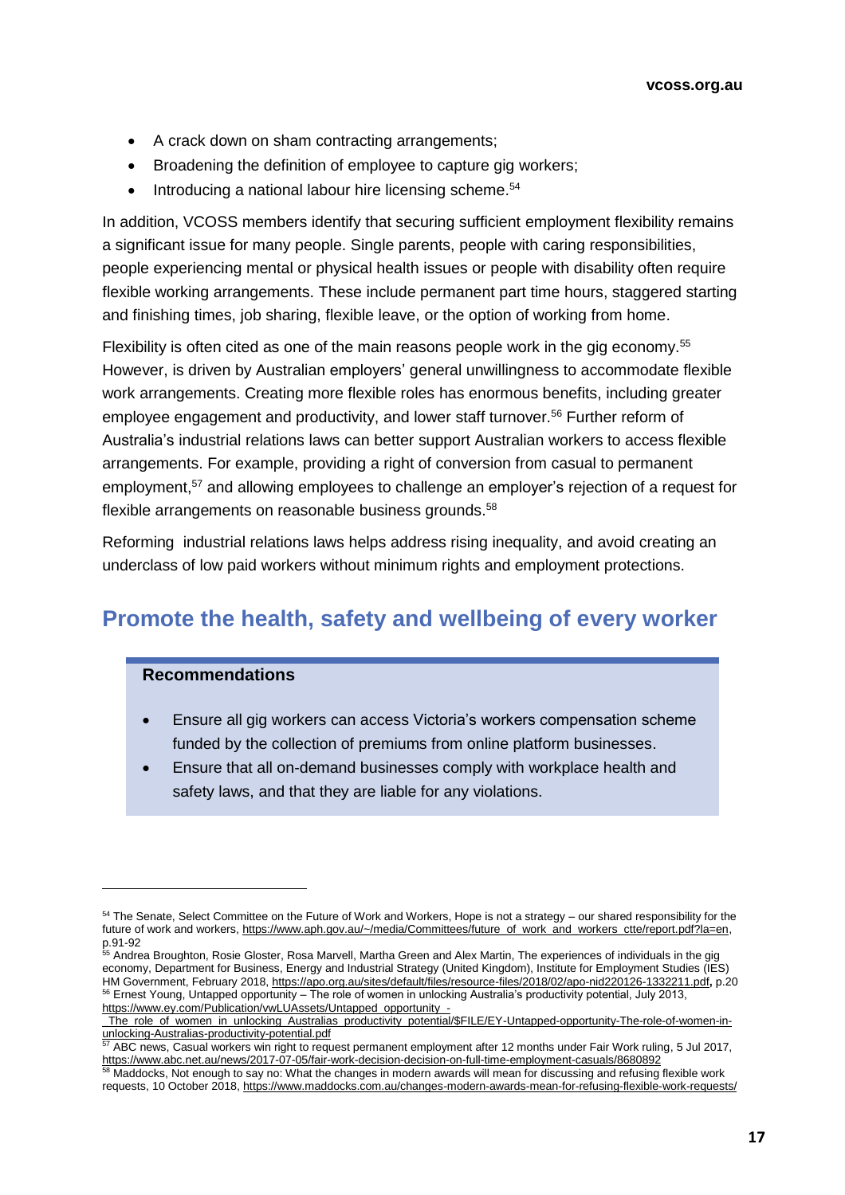- A crack down on sham contracting arrangements;
- Broadening the definition of employee to capture gig workers;
- Introducing a national labour hire licensing scheme.[54]

In addition, VCOSS members identify that securing sufficient employment flexibility remains a significant issue for many people. Single parents, people with caring responsibilities, people experiencing mental or physical health issues or people with disability often require flexible working arrangements. These include permanent part time hours, staggered starting and finishing times, job sharing, flexible leave, or the option of working from home.

Flexibility is often cited as one of the main reasons people work in the gig economy.[55] However, is driven by Australian employers' general unwillingness to accommodate flexible work arrangements. Creating more flexible roles has enormous benefits, including greater employee engagement and productivity, and lower staff turnover.[56] Further reform of Australia's industrial relations laws can better support Australian workers to access flexible arrangements. For example, providing a right of conversion from casual to permanent employment,[57] and allowing employees to challenge an employer's rejection of a request for flexible arrangements on reasonable business grounds.[58]

Reforming industrial relations laws helps address rising inequality, and avoid creating an underclass of low paid workers without minimum rights and employment protections.

## Promote the health, safety and wellbeing of every worker

**Recommendations**

- Ensure all gig workers can access Victoria's workers compensation scheme funded by the collection of premiums from online platform businesses.
- Ensure that all on-demand businesses comply with workplace health and safety laws, and that they are liable for any violations.

---

[54] The Senate, Select Committee on the Future of Work and Workers, Hope is not a strategy – our shared responsibility for the future of work and workers, https://www.aph.gov.au/~/media/Committees/future_of_work_and_workers_ctte/report.pdf?la=en, p.91-92

[55] Andrea Broughton, Rosie Gloster, Rosa Marvell, Martha Green and Alex Martin, The experiences of individuals in the gig economy, Department for Business, Energy and Industrial Strategy (United Kingdom), Institute for Employment Studies (IES) HM Government, February 2018, https://apo.org.au/sites/default/files/resource-files/2018/02/apo-nid220126-1332211.pdf, p.20

[56] Ernest Young, Untapped opportunity – The role of women in unlocking Australia's productivity potential, July 2013, https://www.ey.com/Publication/vwLUAssets/Untapped_opportunity_-_The_role_of_women_in_unlocking_Australias_productivity_potential/$FILE/EY-Untapped-opportunity-The-role-of-women-in-unlocking-Australias-productivity-potential.pdf

[57] ABC news, Casual workers win right to request permanent employment after 12 months under Fair Work ruling, 5 Jul 2017, https://www.abc.net.au/news/2017-07-05/fair-work-decision-decision-on-full-time-employment-casuals/8680892

[58] Maddocks, Not enough to say no: What the changes in modern awards will mean for discussing and refusing flexible work requests, 10 October 2018, https://www.maddocks.com.au/changes-modern-awards-mean-for-refusing-flexible-work-requests/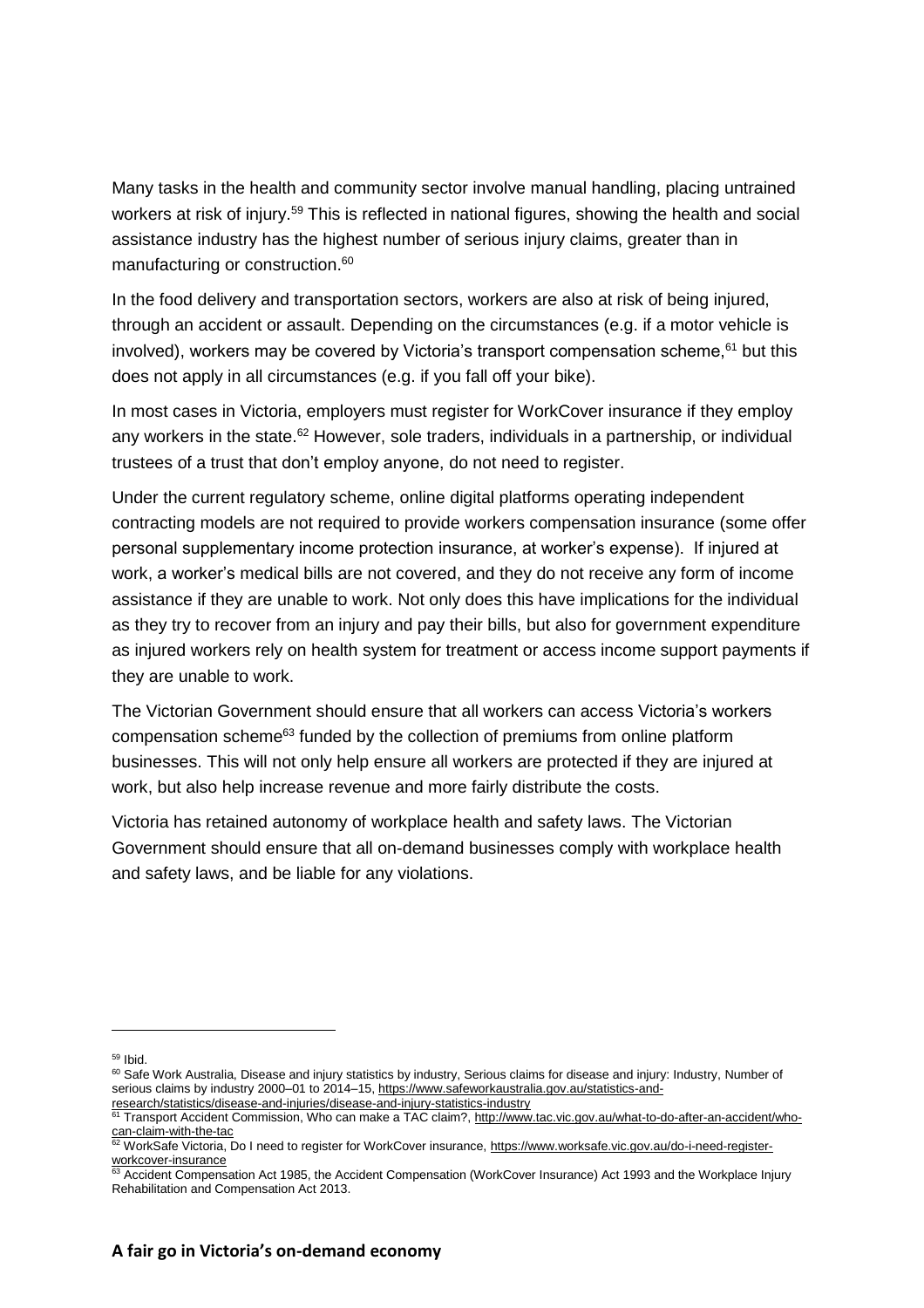Many tasks in the health and community sector involve manual handling, placing untrained workers at risk of injury.[59] This is reflected in national figures, showing the health and social assistance industry has the highest number of serious injury claims, greater than in manufacturing or construction.[60]

In the food delivery and transportation sectors, workers are also at risk of being injured, through an accident or assault. Depending on the circumstances (e.g. if a motor vehicle is involved), workers may be covered by Victoria's transport compensation scheme,[61] but this does not apply in all circumstances (e.g. if you fall off your bike).

In most cases in Victoria, employers must register for WorkCover insurance if they employ any workers in the state.[62] However, sole traders, individuals in a partnership, or individual trustees of a trust that don't employ anyone, do not need to register.

Under the current regulatory scheme, online digital platforms operating independent contracting models are not required to provide workers compensation insurance (some offer personal supplementary income protection insurance, at worker's expense). If injured at work, a worker's medical bills are not covered, and they do not receive any form of income assistance if they are unable to work. Not only does this have implications for the individual as they try to recover from an injury and pay their bills, but also for government expenditure as injured workers rely on health system for treatment or access income support payments if they are unable to work.

The Victorian Government should ensure that all workers can access Victoria's workers compensation scheme[63] funded by the collection of premiums from online platform businesses. This will not only help ensure all workers are protected if they are injured at work, but also help increase revenue and more fairly distribute the costs.

Victoria has retained autonomy of workplace health and safety laws. The Victorian Government should ensure that all on-demand businesses comply with workplace health and safety laws, and be liable for any violations.

---

[59] Ibid.

[60] Safe Work Australia, Disease and injury statistics by industry, Serious claims for disease and injury: Industry, Number of serious claims by industry 2000–01 to 2014–15, https://www.safeworkaustralia.gov.au/statistics-and-research/statistics/disease-and-injuries/disease-and-injury-statistics-industry

[61] Transport Accident Commission, Who can make a TAC claim?, http://www.tac.vic.gov.au/what-to-do-after-an-accident/who-can-claim-with-the-tac

[62] WorkSafe Victoria, Do I need to register for WorkCover insurance, https://www.worksafe.vic.gov.au/do-i-need-register-workcover-insurance

[63] Accident Compensation Act 1985, the Accident Compensation (WorkCover Insurance) Act 1993 and the Workplace Injury Rehabilitation and Compensation Act 2013.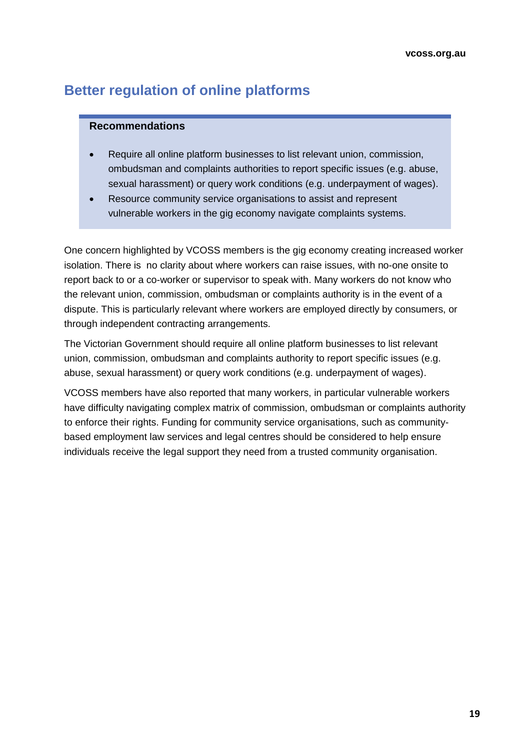## Better regulation of online platforms

**Recommendations**

- Require all online platform businesses to list relevant union, commission, ombudsman and complaints authorities to report specific issues (e.g. abuse, sexual harassment) or query work conditions (e.g. underpayment of wages).
- Resource community service organisations to assist and represent vulnerable workers in the gig economy navigate complaints systems.

One concern highlighted by VCOSS members is the gig economy creating increased worker isolation. There is no clarity about where workers can raise issues, with no-one onsite to report back to or a co-worker or supervisor to speak with. Many workers do not know who the relevant union, commission, ombudsman or complaints authority is in the event of a dispute. This is particularly relevant where workers are employed directly by consumers, or through independent contracting arrangements.

The Victorian Government should require all online platform businesses to list relevant union, commission, ombudsman and complaints authority to report specific issues (e.g. abuse, sexual harassment) or query work conditions (e.g. underpayment of wages).

VCOSS members have also reported that many workers, in particular vulnerable workers have difficulty navigating complex matrix of commission, ombudsman or complaints authority to enforce their rights. Funding for community service organisations, such as community-based employment law services and legal centres should be considered to help ensure individuals receive the legal support they need from a trusted community organisation.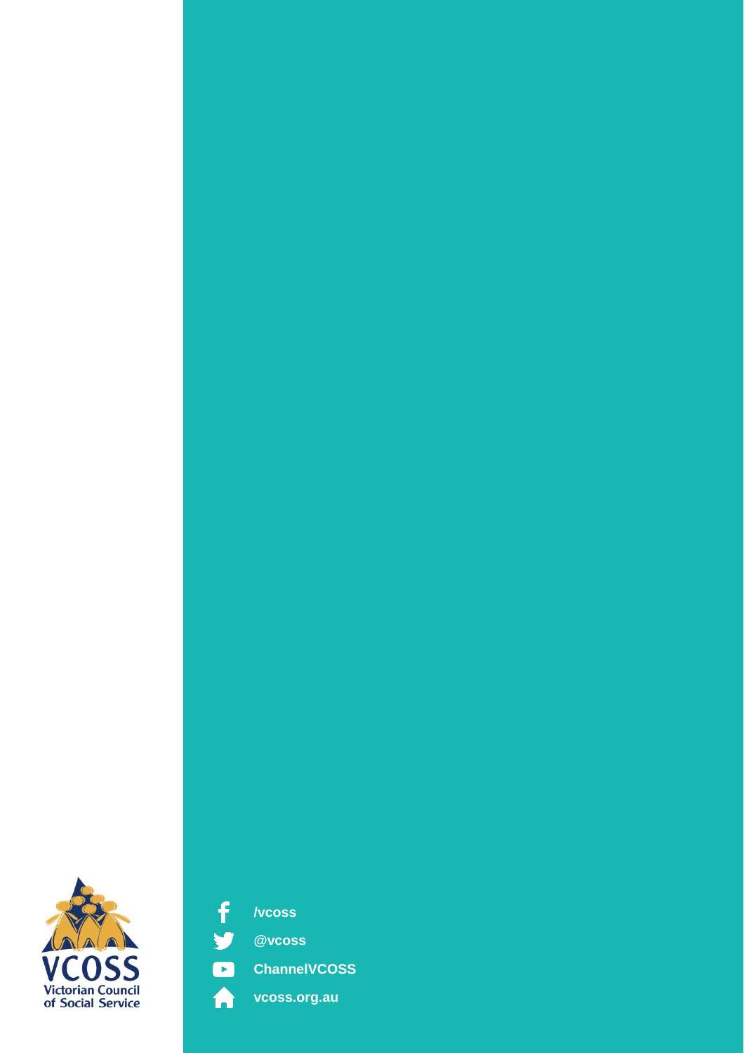VCOSS
Victorian Council of Social Service

/vcoss

@vcoss

ChannelVCOSS

vcoss.org.au